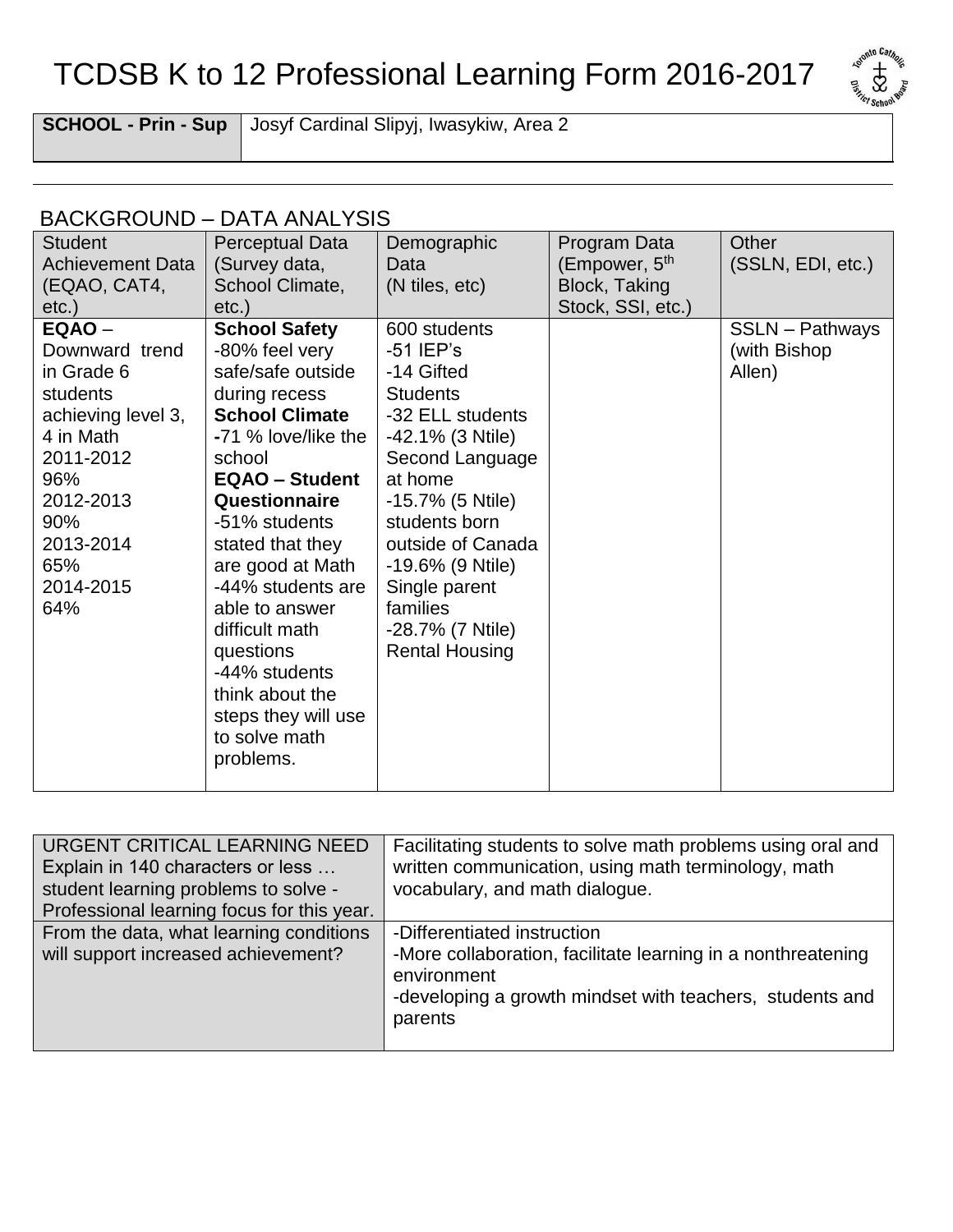# TCDSB K to 12 Professional Learning Form 2016-2017

| **SCHOOL - Prin - Sup** | Josyf Cardinal Slipyj, Iwasykiw, Area 2 |
|---|---|

## BACKGROUND – DATA ANALYSIS

| Student Achievement Data (EQAO, CAT4, etc.) | Perceptual Data (Survey data, School Climate, etc.) | Demographic Data (N tiles, etc) | Program Data (Empower, 5th Block, Taking Stock, SSI, etc.) | Other (SSLN, EDI, etc.) |
|---|---|---|---|---|
| **EQAO** – Downward trend in Grade 6 students achieving level 3, 4 in Math<br>2011-2012<br>96%<br>2012-2013<br>90%<br>2013-2014<br>65%<br>2014-2015<br>64% | **School Safety**<br>-80% feel very safe/safe outside during recess<br>**School Climate**<br>**-**71 % love/like the school<br>**EQAO – Student Questionnaire**<br>-51% students stated that they are good at Math<br>-44% students are able to answer difficult math questions<br>-44% students think about the steps they will use to solve math problems. | 600 students<br>-51 IEP's<br>-14 Gifted Students<br>-32 ELL students<br>-42.1% (3 Ntile) Second Language at home<br>-15.7% (5 Ntile) students born outside of Canada<br>-19.6% (9 Ntile) Single parent families<br>-28.7% (7 Ntile) Rental Housing | | SSLN – Pathways (with Bishop Allen) |

| URGENT CRITICAL LEARNING NEED Explain in 140 characters or less … student learning problems to solve - Professional learning focus for this year. | Facilitating students to solve math problems using oral and written communication, using math terminology, math vocabulary, and math dialogue. |
|---|---|
| From the data, what learning conditions will support increased achievement? | -Differentiated instruction<br>-More collaboration, facilitate learning in a nonthreatening environment<br>-developing a growth mindset with teachers, students and parents |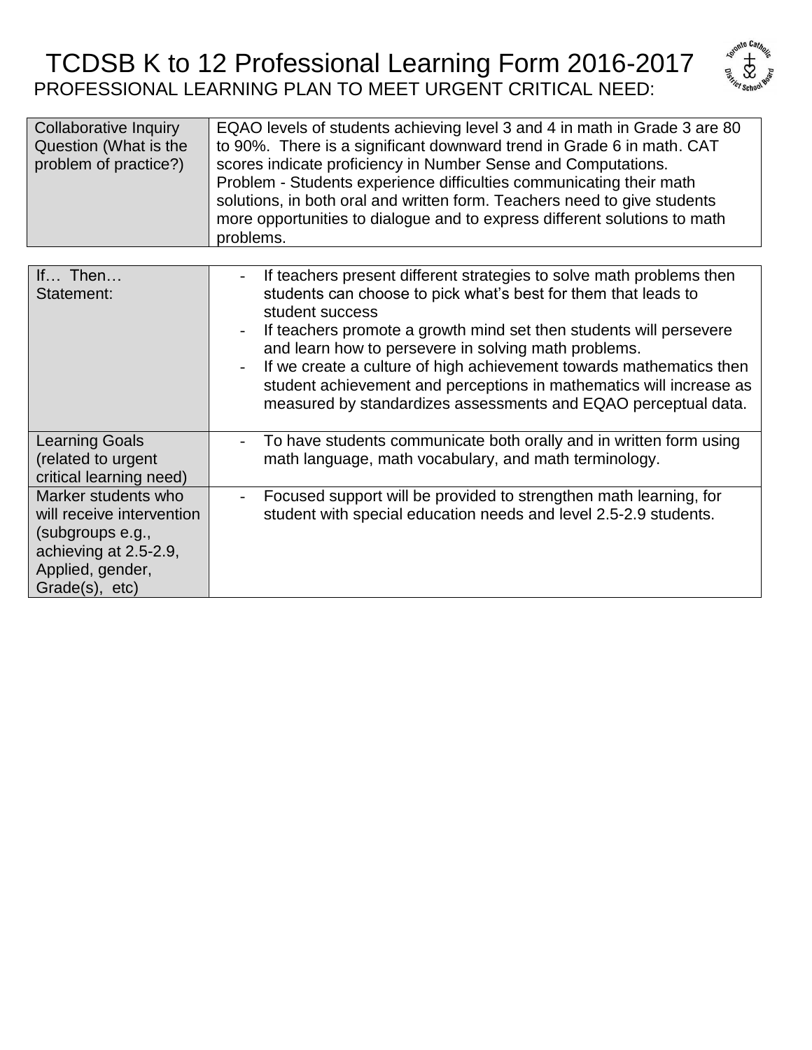# TCDSB K to 12 Professional Learning Form 2016-2017

## PROFESSIONAL LEARNING PLAN TO MEET URGENT CRITICAL NEED:

| | |
|---|---|
| Collaborative Inquiry Question (What is the problem of practice?) | EQAO levels of students achieving level 3 and 4 in math in Grade 3 are 80 to 90%. There is a significant downward trend in Grade 6 in math. CAT scores indicate proficiency in Number Sense and Computations.<br>Problem - Students experience difficulties communicating their math solutions, in both oral and written form. Teachers need to give students more opportunities to dialogue and to express different solutions to math problems. |

| | |
|---|---|
| If… Then… Statement: | - If teachers present different strategies to solve math problems then students can choose to pick what's best for them that leads to student success<br>- If teachers promote a growth mind set then students will persevere and learn how to persevere in solving math problems.<br>- If we create a culture of high achievement towards mathematics then student achievement and perceptions in mathematics will increase as measured by standardizes assessments and EQAO perceptual data. |
| Learning Goals (related to urgent critical learning need) | - To have students communicate both orally and in written form using math language, math vocabulary, and math terminology. |
| Marker students who will receive intervention (subgroups e.g., achieving at 2.5-2.9, Applied, gender, Grade(s), etc) | - Focused support will be provided to strengthen math learning, for student with special education needs and level 2.5-2.9 students. |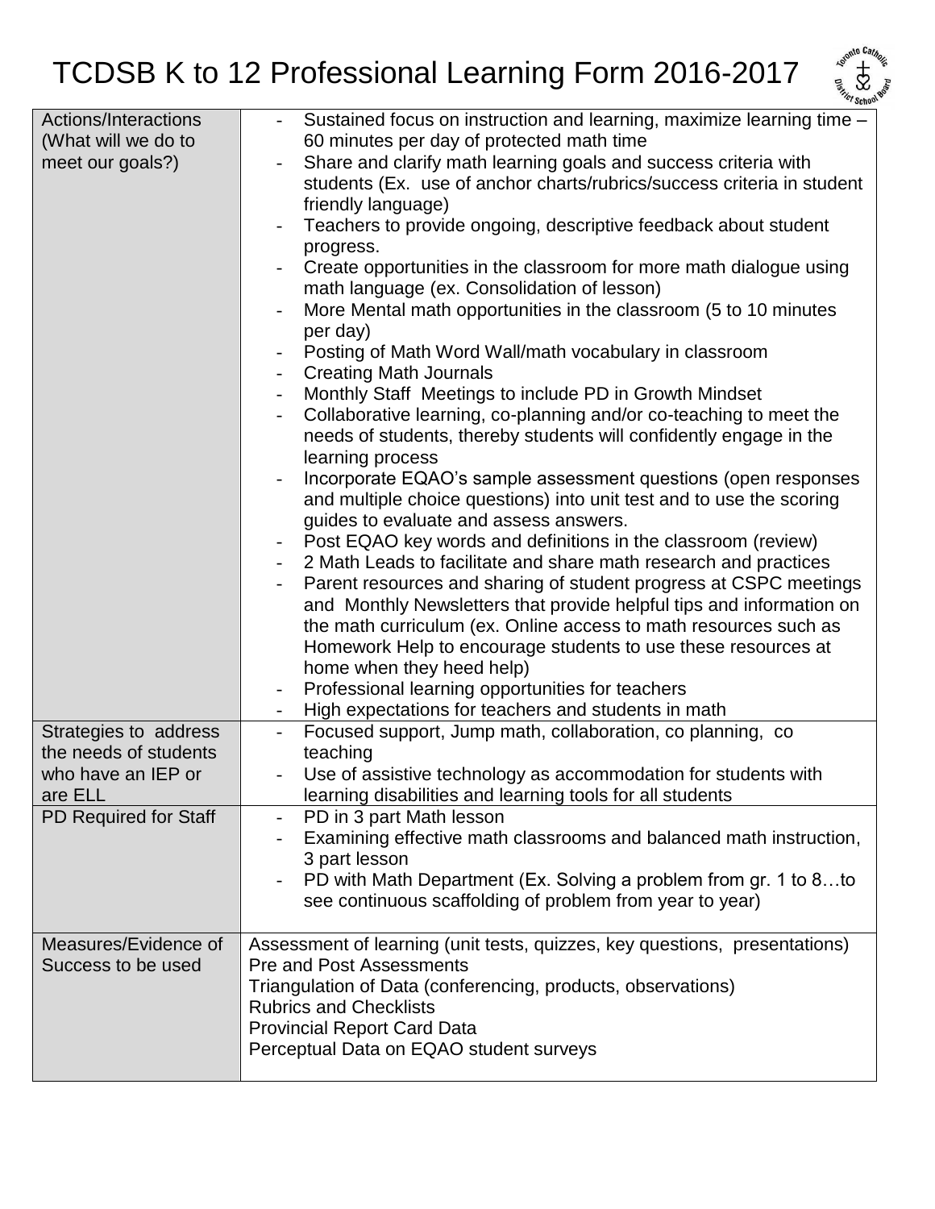# TCDSB K to 12 Professional Learning Form 2016-2017

| | |
|---|---|
| Actions/Interactions (What will we do to meet our goals?) | - Sustained focus on instruction and learning, maximize learning time – 60 minutes per day of protected math time<br>- Share and clarify math learning goals and success criteria with students (Ex. use of anchor charts/rubrics/success criteria in student friendly language)<br>- Teachers to provide ongoing, descriptive feedback about student progress.<br>- Create opportunities in the classroom for more math dialogue using math language (ex. Consolidation of lesson)<br>- More Mental math opportunities in the classroom (5 to 10 minutes per day)<br>- Posting of Math Word Wall/math vocabulary in classroom<br>- Creating Math Journals<br>- Monthly Staff Meetings to include PD in Growth Mindset<br>- Collaborative learning, co-planning and/or co-teaching to meet the needs of students, thereby students will confidently engage in the learning process<br>- Incorporate EQAO's sample assessment questions (open responses and multiple choice questions) into unit test and to use the scoring guides to evaluate and assess answers.<br>- Post EQAO key words and definitions in the classroom (review)<br>- 2 Math Leads to facilitate and share math research and practices<br>- Parent resources and sharing of student progress at CSPC meetings and Monthly Newsletters that provide helpful tips and information on the math curriculum (ex. Online access to math resources such as Homework Help to encourage students to use these resources at home when they heed help)<br>- Professional learning opportunities for teachers<br>- High expectations for teachers and students in math |
| Strategies to address the needs of students who have an IEP or are ELL | - Focused support, Jump math, collaboration, co planning, co teaching<br>- Use of assistive technology as accommodation for students with learning disabilities and learning tools for all students |
| PD Required for Staff | - PD in 3 part Math lesson<br>- Examining effective math classrooms and balanced math instruction, 3 part lesson<br>- PD with Math Department (Ex. Solving a problem from gr. 1 to 8…to see continuous scaffolding of problem from year to year) |
| Measures/Evidence of Success to be used | Assessment of learning (unit tests, quizzes, key questions, presentations)<br>Pre and Post Assessments<br>Triangulation of Data (conferencing, products, observations)<br>Rubrics and Checklists<br>Provincial Report Card Data<br>Perceptual Data on EQAO student surveys |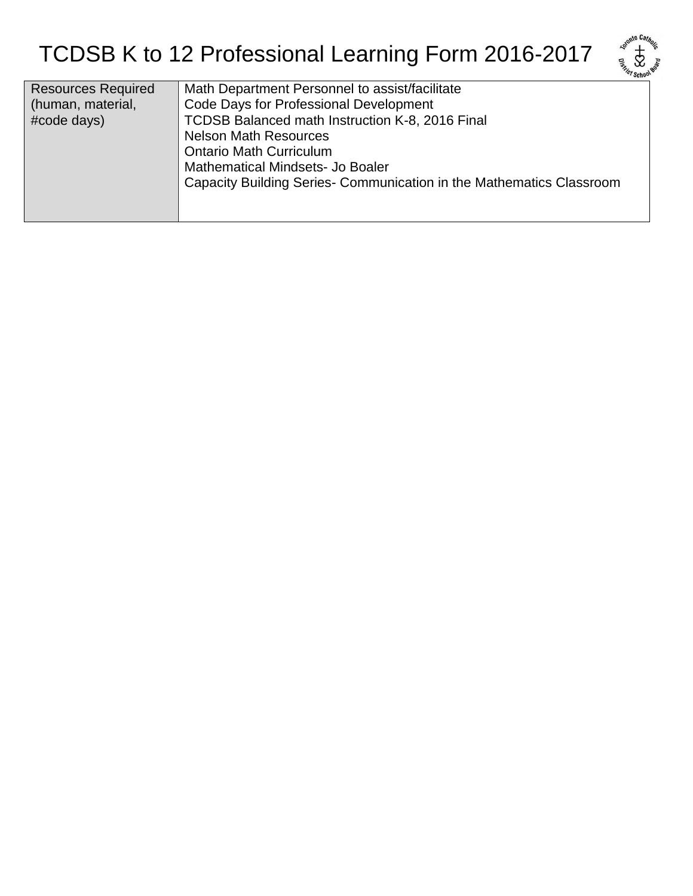| | |
|---|---|
| Resources Required (human, material, #code days) | Math Department Personnel to assist/facilitate<br>Code Days for Professional Development<br>TCDSB Balanced math Instruction K-8, 2016 Final<br>Nelson Math Resources<br>Ontario Math Curriculum<br>Mathematical Mindsets- Jo Boaler<br>Capacity Building Series- Communication in the Mathematics Classroom |